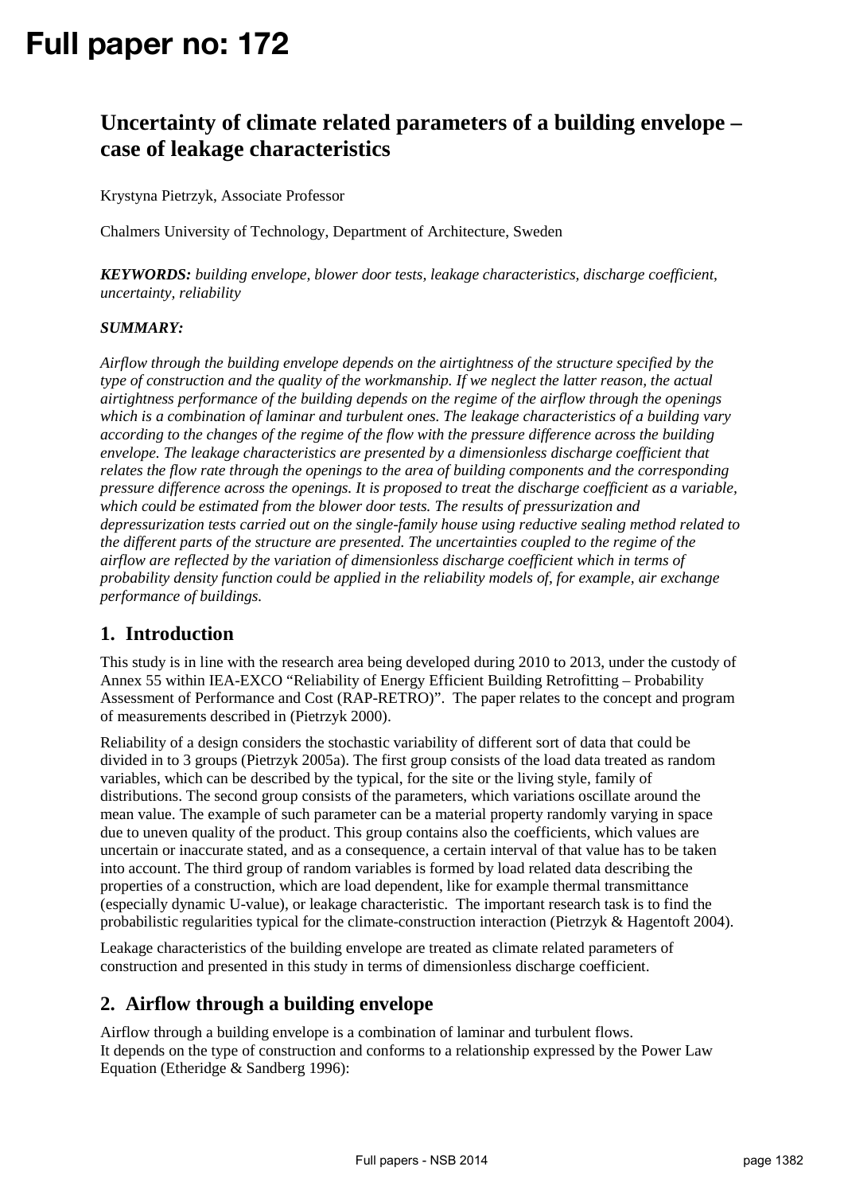# Full paper no: 172

## Uncertainty of climate related parameters of a building envelope – case of leakage characteristics

Krystyna Pietrzyk, Associate Professor

Chalmers University of Technology, Department of Architecture, Sweden

***KEYWORDS:*** *building envelope, blower door tests, leakage characteristics, discharge coefficient, uncertainty, reliability*

***SUMMARY:***

*Airflow through the building envelope depends on the airtightness of the structure specified by the type of construction and the quality of the workmanship. If we neglect the latter reason, the actual airtightness performance of the building depends on the regime of the airflow through the openings which is a combination of laminar and turbulent ones. The leakage characteristics of a building vary according to the changes of the regime of the flow with the pressure difference across the building envelope. The leakage characteristics are presented by a dimensionless discharge coefficient that relates the flow rate through the openings to the area of building components and the corresponding pressure difference across the openings. It is proposed to treat the discharge coefficient as a variable, which could be estimated from the blower door tests. The results of pressurization and depressurization tests carried out on the single-family house using reductive sealing method related to the different parts of the structure are presented. The uncertainties coupled to the regime of the airflow are reflected by the variation of dimensionless discharge coefficient which in terms of probability density function could be applied in the reliability models of, for example, air exchange performance of buildings.*

## 1. Introduction

This study is in line with the research area being developed during 2010 to 2013, under the custody of Annex 55 within IEA-EXCO "Reliability of Energy Efficient Building Retrofitting – Probability Assessment of Performance and Cost (RAP-RETRO)". The paper relates to the concept and program of measurements described in (Pietrzyk 2000).

Reliability of a design considers the stochastic variability of different sort of data that could be divided in to 3 groups (Pietrzyk 2005a). The first group consists of the load data treated as random variables, which can be described by the typical, for the site or the living style, family of distributions. The second group consists of the parameters, which variations oscillate around the mean value. The example of such parameter can be a material property randomly varying in space due to uneven quality of the product. This group contains also the coefficients, which values are uncertain or inaccurate stated, and as a consequence, a certain interval of that value has to be taken into account. The third group of random variables is formed by load related data describing the properties of a construction, which are load dependent, like for example thermal transmittance (especially dynamic U-value), or leakage characteristic. The important research task is to find the probabilistic regularities typical for the climate-construction interaction (Pietrzyk & Hagentoft 2004).

Leakage characteristics of the building envelope are treated as climate related parameters of construction and presented in this study in terms of dimensionless discharge coefficient.

## 2. Airflow through a building envelope

Airflow through a building envelope is a combination of laminar and turbulent flows. It depends on the type of construction and conforms to a relationship expressed by the Power Law Equation (Etheridge & Sandberg 1996):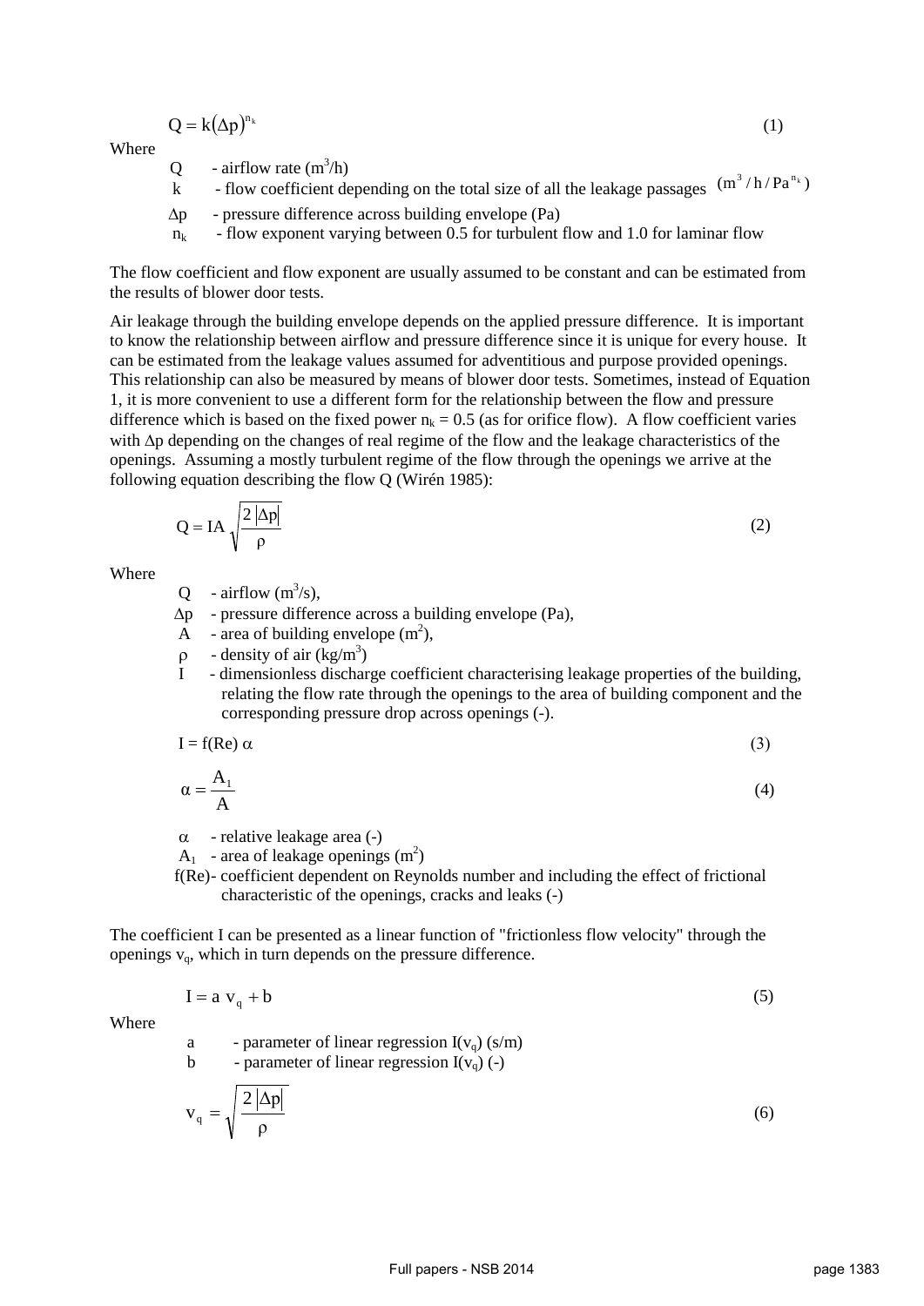$$Q = k(\Delta p)^{n_k} \tag{1}$$

Where

$Q$ - airflow rate ($m^3/h$)

$k$ - flow coefficient depending on the total size of all the leakage passages $(m^3/h/Pa^{n_k})$

$\Delta p$ - pressure difference across building envelope (Pa)

$n_k$ - flow exponent varying between 0.5 for turbulent flow and 1.0 for laminar flow

The flow coefficient and flow exponent are usually assumed to be constant and can be estimated from the results of blower door tests.

Air leakage through the building envelope depends on the applied pressure difference. It is important to know the relationship between airflow and pressure difference since it is unique for every house. It can be estimated from the leakage values assumed for adventitious and purpose provided openings. This relationship can also be measured by means of blower door tests. Sometimes, instead of Equation 1, it is more convenient to use a different form for the relationship between the flow and pressure difference which is based on the fixed power $n_k = 0.5$ (as for orifice flow). A flow coefficient varies with $\Delta p$ depending on the changes of real regime of the flow and the leakage characteristics of the openings. Assuming a mostly turbulent regime of the flow through the openings we arrive at the following equation describing the flow Q (Wirén 1985):

$$Q = IA\sqrt{\frac{2\,|\Delta p|}{\rho}} \tag{2}$$

Where

$Q$ - airflow ($m^3/s$),

$\Delta p$ - pressure difference across a building envelope (Pa),

$A$ - area of building envelope ($m^2$),

$\rho$ - density of air ($kg/m^3$)

$I$ - dimensionless discharge coefficient characterising leakage properties of the building, relating the flow rate through the openings to the area of building component and the corresponding pressure drop across openings (-).

$$I = f(Re)\,\alpha \tag{3}$$

$$\alpha = \frac{A_1}{A} \tag{4}$$

$\alpha$ - relative leakage area (-)

$A_1$ - area of leakage openings ($m^2$)

$f(Re)$ - coefficient dependent on Reynolds number and including the effect of frictional characteristic of the openings, cracks and leaks (-)

The coefficient I can be presented as a linear function of "frictionless flow velocity" through the openings $v_q$, which in turn depends on the pressure difference.

$$I = a\,v_q + b \tag{5}$$

Where

$a$ - parameter of linear regression $I(v_q)$ (s/m)

$b$ - parameter of linear regression $I(v_q)$ (-)

$$v_q = \sqrt{\frac{2\,|\Delta p|}{\rho}} \tag{6}$$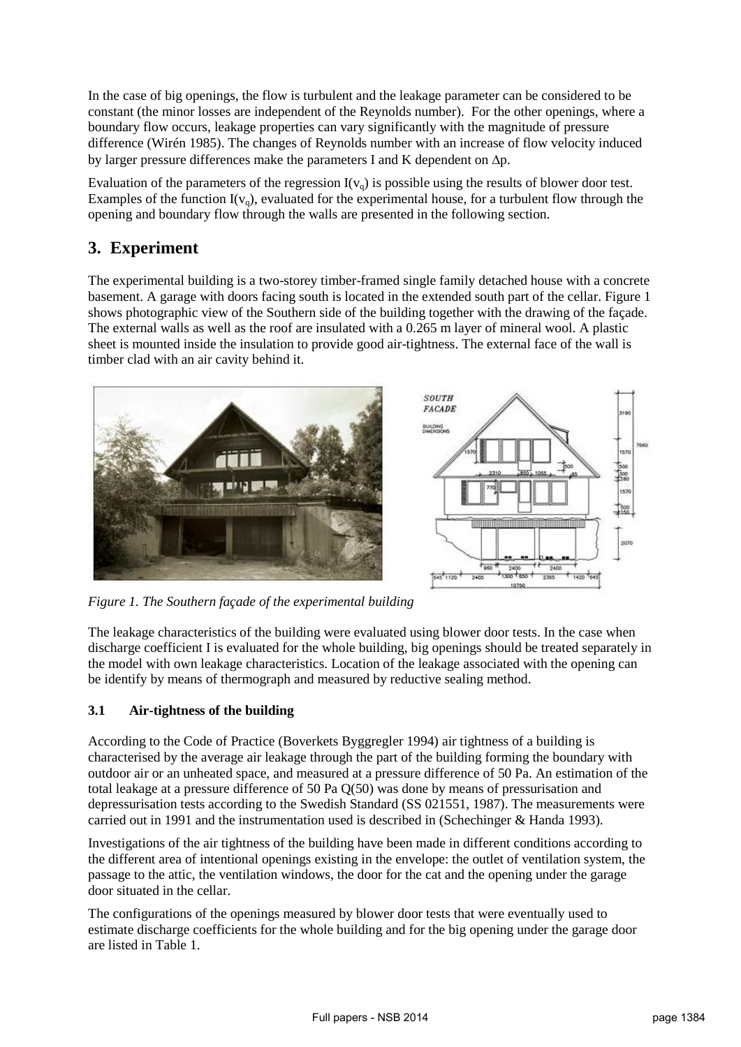In the case of big openings, the flow is turbulent and the leakage parameter can be considered to be constant (the minor losses are independent of the Reynolds number). For the other openings, where a boundary flow occurs, leakage properties can vary significantly with the magnitude of pressure difference (Wirén 1985). The changes of Reynolds number with an increase of flow velocity induced by larger pressure differences make the parameters I and K dependent on $\Delta p$.

Evaluation of the parameters of the regression $I(v_q)$ is possible using the results of blower door test. Examples of the function $I(v_q)$, evaluated for the experimental house, for a turbulent flow through the opening and boundary flow through the walls are presented in the following section.

# 3. Experiment

The experimental building is a two-storey timber-framed single family detached house with a concrete basement. A garage with doors facing south is located in the extended south part of the cellar. Figure 1 shows photographic view of the Southern side of the building together with the drawing of the façade. The external walls as well as the roof are insulated with a 0.265 m layer of mineral wool. A plastic sheet is mounted inside the insulation to provide good air-tightness. The external face of the wall is timber clad with an air cavity behind it.

*Figure 1. The Southern façade of the experimental building*

The leakage characteristics of the building were evaluated using blower door tests. In the case when discharge coefficient I is evaluated for the whole building, big openings should be treated separately in the model with own leakage characteristics. Location of the leakage associated with the opening can be identify by means of thermograph and measured by reductive sealing method.

### 3.1 Air-tightness of the building

According to the Code of Practice (Boverkets Byggregler 1994) air tightness of a building is characterised by the average air leakage through the part of the building forming the boundary with outdoor air or an unheated space, and measured at a pressure difference of 50 Pa. An estimation of the total leakage at a pressure difference of 50 Pa Q(50) was done by means of pressurisation and depressurisation tests according to the Swedish Standard (SS 021551, 1987). The measurements were carried out in 1991 and the instrumentation used is described in (Schechinger & Handa 1993).

Investigations of the air tightness of the building have been made in different conditions according to the different area of intentional openings existing in the envelope: the outlet of ventilation system, the passage to the attic, the ventilation windows, the door for the cat and the opening under the garage door situated in the cellar.

The configurations of the openings measured by blower door tests that were eventually used to estimate discharge coefficients for the whole building and for the big opening under the garage door are listed in Table 1.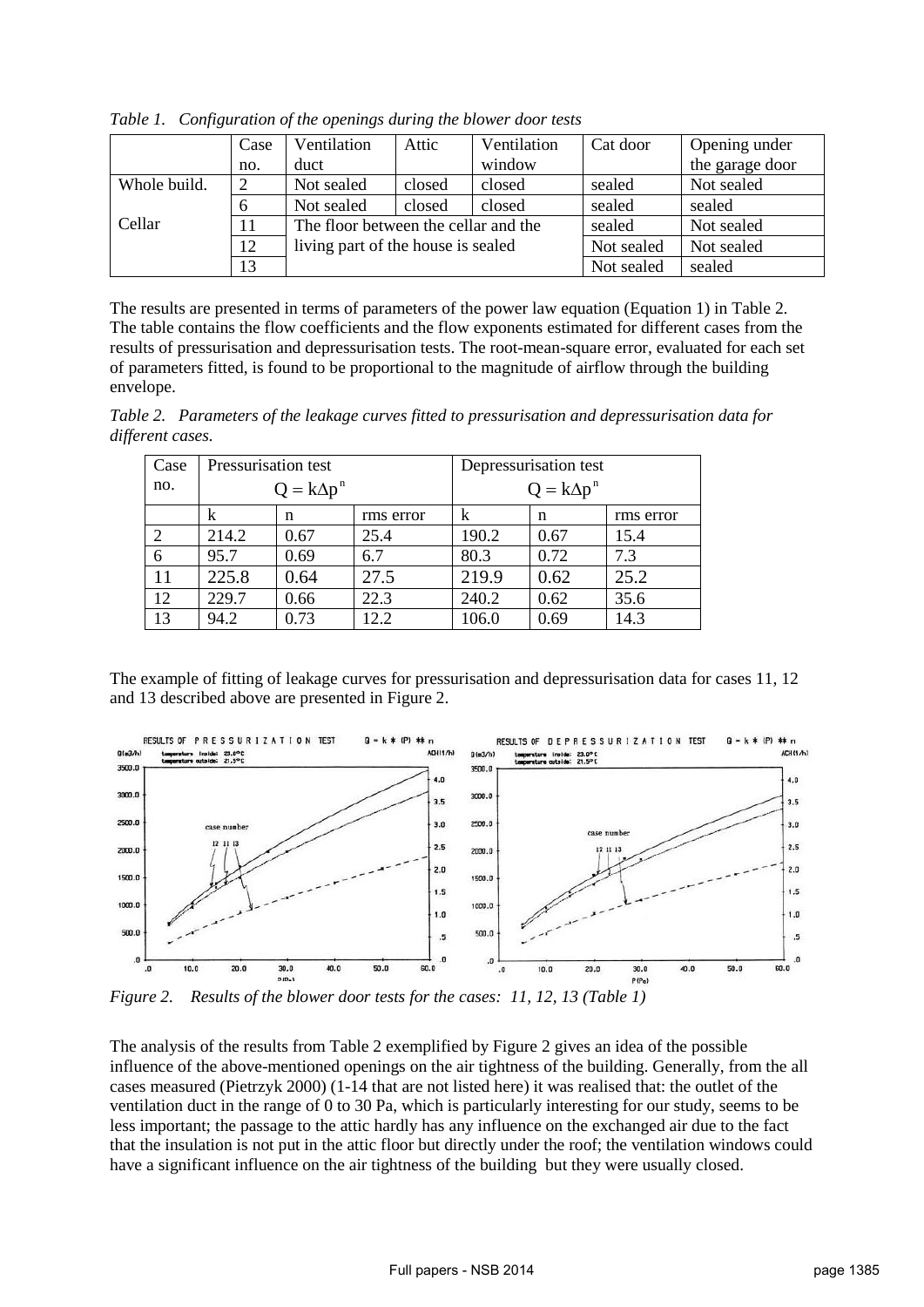*Table 1. Configuration of the openings during the blower door tests*

| | Case no. | Ventilation duct | Attic | Ventilation window | Cat door | Opening under the garage door |
|---|---|---|---|---|---|---|
| Whole build. | 2 | Not sealed | closed | closed | sealed | Not sealed |
| | 6 | Not sealed | closed | closed | sealed | sealed |
| Cellar | 11 | The floor between the cellar and the living part of the house is sealed | | | sealed | Not sealed |
| | 12 | | | | Not sealed | Not sealed |
| | 13 | | | | Not sealed | sealed |

The results are presented in terms of parameters of the power law equation (Equation 1) in Table 2. The table contains the flow coefficients and the flow exponents estimated for different cases from the results of pressurisation and depressurisation tests. The root-mean-square error, evaluated for each set of parameters fitted, is found to be proportional to the magnitude of airflow through the building envelope.

*Table 2. Parameters of the leakage curves fitted to pressurisation and depressurisation data for different cases.*

| Case no. | Pressurisation test $Q = k\Delta p^n$ | | | Depressurisation test $Q = k\Delta p^n$ | | |
|---|---|---|---|---|---|---|
| | k | n | rms error | k | n | rms error |
| 2 | 214.2 | 0.67 | 25.4 | 190.2 | 0.67 | 15.4 |
| 6 | 95.7 | 0.69 | 6.7 | 80.3 | 0.72 | 7.3 |
| 11 | 225.8 | 0.64 | 27.5 | 219.9 | 0.62 | 25.2 |
| 12 | 229.7 | 0.66 | 22.3 | 240.2 | 0.62 | 35.6 |
| 13 | 94.2 | 0.73 | 12.2 | 106.0 | 0.69 | 14.3 |

The example of fitting of leakage curves for pressurisation and depressurisation data for cases 11, 12 and 13 described above are presented in Figure 2.

*Figure 2. Results of the blower door tests for the cases: 11, 12, 13 (Table 1)*

The analysis of the results from Table 2 exemplified by Figure 2 gives an idea of the possible influence of the above-mentioned openings on the air tightness of the building. Generally, from the all cases measured (Pietrzyk 2000) (1-14 that are not listed here) it was realised that: the outlet of the ventilation duct in the range of 0 to 30 Pa, which is particularly interesting for our study, seems to be less important; the passage to the attic hardly has any influence on the exchanged air due to the fact that the insulation is not put in the attic floor but directly under the roof; the ventilation windows could have a significant influence on the air tightness of the building but they were usually closed.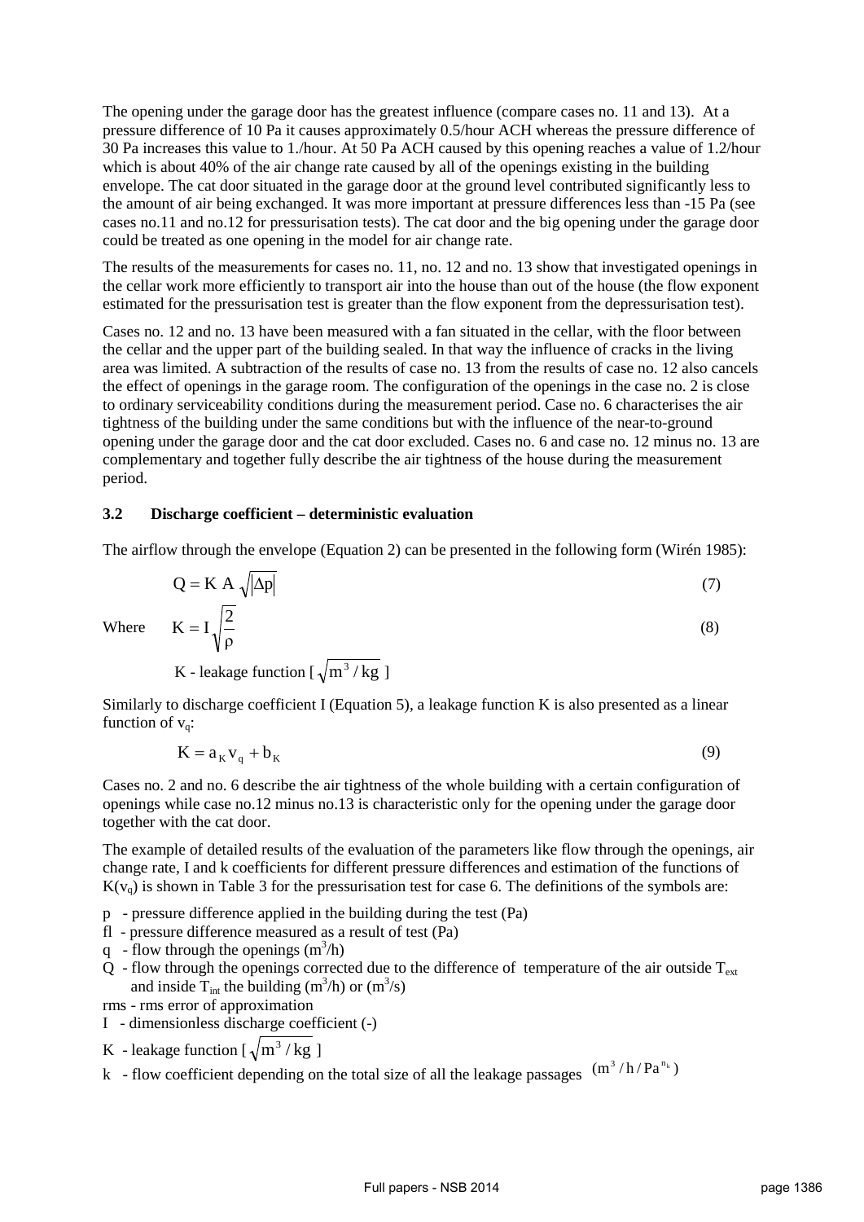The opening under the garage door has the greatest influence (compare cases no. 11 and 13). At a pressure difference of 10 Pa it causes approximately 0.5/hour ACH whereas the pressure difference of 30 Pa increases this value to 1./hour. At 50 Pa ACH caused by this opening reaches a value of 1.2/hour which is about 40% of the air change rate caused by all of the openings existing in the building envelope. The cat door situated in the garage door at the ground level contributed significantly less to the amount of air being exchanged. It was more important at pressure differences less than -15 Pa (see cases no.11 and no.12 for pressurisation tests). The cat door and the big opening under the garage door could be treated as one opening in the model for air change rate.

The results of the measurements for cases no. 11, no. 12 and no. 13 show that investigated openings in the cellar work more efficiently to transport air into the house than out of the house (the flow exponent estimated for the pressurisation test is greater than the flow exponent from the depressurisation test).

Cases no. 12 and no. 13 have been measured with a fan situated in the cellar, with the floor between the cellar and the upper part of the building sealed. In that way the influence of cracks in the living area was limited. A subtraction of the results of case no. 13 from the results of case no. 12 also cancels the effect of openings in the garage room. The configuration of the openings in the case no. 2 is close to ordinary serviceability conditions during the measurement period. Case no. 6 characterises the air tightness of the building under the same conditions but with the influence of the near-to-ground opening under the garage door and the cat door excluded. Cases no. 6 and case no. 12 minus no. 13 are complementary and together fully describe the air tightness of the house during the measurement period.

### 3.2 Discharge coefficient – deterministic evaluation

The airflow through the envelope (Equation 2) can be presented in the following form (Wirén 1985):

$$Q = K\ A\ \sqrt{|\Delta p|} \tag{7}$$

Where $$K = I\sqrt{\frac{2}{\rho}} \tag{8}$$

K - leakage function [ $\sqrt{m^3/kg}$ ]

Similarly to discharge coefficient I (Equation 5), a leakage function K is also presented as a linear function of $v_q$:

$$K = a_K v_q + b_K \tag{9}$$

Cases no. 2 and no. 6 describe the air tightness of the whole building with a certain configuration of openings while case no.12 minus no.13 is characteristic only for the opening under the garage door together with the cat door.

The example of detailed results of the evaluation of the parameters like flow through the openings, air change rate, I and k coefficients for different pressure differences and estimation of the functions of $K(v_q)$ is shown in Table 3 for the pressurisation test for case 6. The definitions of the symbols are:

- p - pressure difference applied in the building during the test (Pa)
- fl - pressure difference measured as a result of test (Pa)
- q - flow through the openings ($m^3$/h)
- Q - flow through the openings corrected due to the difference of temperature of the air outside $T_{ext}$ and inside $T_{int}$ the building ($m^3$/h) or ($m^3$/s)
- rms - rms error of approximation
- I - dimensionless discharge coefficient (-)
- K - leakage function [ $\sqrt{m^3/kg}$ ]
- k - flow coefficient depending on the total size of all the leakage passages $(m^3/h/Pa^{n_k})$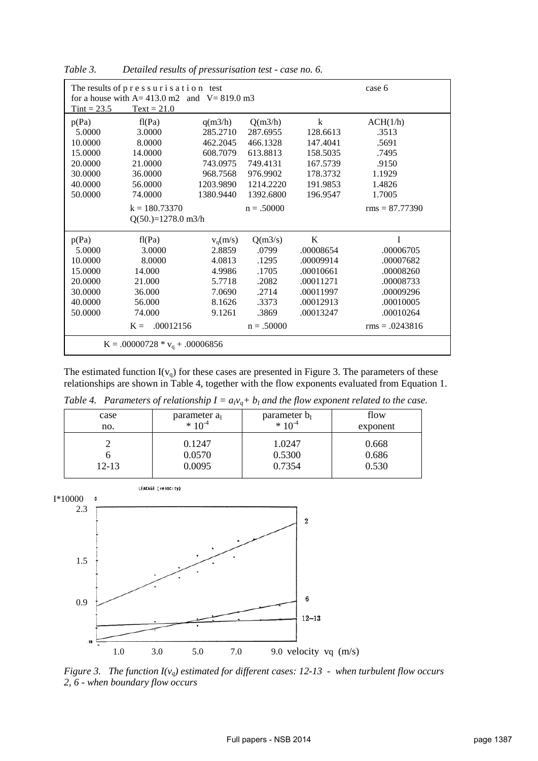*Table 3. Detailed results of pressurisation test - case no. 6.*

| The results of p r e s s u r i s a t i o n test<br>for a house with A= 413.0 m2 and V= 819.0 m3<br>Tint = 23.5 Text = 21.0 | | | | | case 6 |
|---|---|---|---|---|---|
| p(Pa) | fl(Pa) | q(m3/h) | Q(m3/h) | k | ACH(1/h) |
| 5.0000 | 3.0000 | 285.2710 | 287.6955 | 128.6613 | .3513 |
| 10.0000 | 8.0000 | 462.2045 | 466.1328 | 147.4041 | .5691 |
| 15.0000 | 14.0000 | 608.7079 | 613.8813 | 158.5035 | .7495 |
| 20.0000 | 21.0000 | 743.0975 | 749.4131 | 167.5739 | .9150 |
| 30.0000 | 36.0000 | 968.7568 | 976.9902 | 178.3732 | 1.1929 |
| 40.0000 | 56.0000 | 1203.9890 | 1214.2220 | 191.9853 | 1.4826 |
| 50.0000 | 74.0000 | 1380.9440 | 1392.6800 | 196.9547 | 1.7005 |
| | k = 180.73370<br>Q(50.)=1278.0 m3/h | | n = .50000 | | rms = 87.77390 |
| p(Pa) | fl(Pa) | $v_q$(m/s) | Q(m3/s) | K | I |
| 5.0000 | 3.0000 | 2.8859 | .0799 | .00008654 | .00006705 |
| 10.0000 | 8.0000 | 4.0813 | .1295 | .00009914 | .00007682 |
| 15.0000 | 14.000 | 4.9986 | .1705 | .00010661 | .00008260 |
| 20.0000 | 21.000 | 5.7718 | .2082 | .00011271 | .00008733 |
| 30.0000 | 36.000 | 7.0690 | .2714 | .00011997 | .00009296 |
| 40.0000 | 56.000 | 8.1626 | .3373 | .00012913 | .00010005 |
| 50.0000 | 74.000 | 9.1261 | .3869 | .00013247 | .00010264 |
| | K = .00012156 | | n = .50000 | | rms = .0243816 |
| $K = .00000728 * v_q + .00006856$ | | | | | |

The estimated function $I(v_q)$ for these cases are presented in Figure 3. The parameters of these relationships are shown in Table 4, together with the flow exponents evaluated from Equation 1.

*Table 4. Parameters of relationship $I = a_I v_q + b_I$ and the flow exponent related to the case.*

| case no. | parameter $a_I$ $* 10^{-4}$ | parameter $b_I$ $* 10^{-4}$ | flow exponent |
|---|---|---|---|
| 2 | 0.1247 | 1.0247 | 0.668 |
| 6 | 0.0570 | 0.5300 | 0.686 |
| 12-13 | 0.0095 | 0.7354 | 0.530 |

*Figure 3. The function $I(v_q)$ estimated for different cases: 12-13 - when turbulent flow occurs 2, 6 - when boundary flow occurs*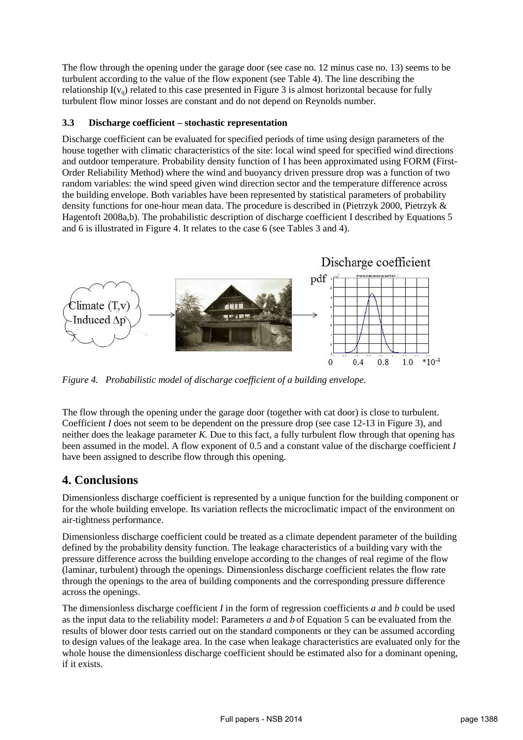The flow through the opening under the garage door (see case no. 12 minus case no. 13) seems to be turbulent according to the value of the flow exponent (see Table 4). The line describing the relationship $I(v_q)$ related to this case presented in Figure 3 is almost horizontal because for fully turbulent flow minor losses are constant and do not depend on Reynolds number.

### 3.3 Discharge coefficient – stochastic representation

Discharge coefficient can be evaluated for specified periods of time using design parameters of the house together with climatic characteristics of the site: local wind speed for specified wind directions and outdoor temperature. Probability density function of I has been approximated using FORM (First-Order Reliability Method) where the wind and buoyancy driven pressure drop was a function of two random variables: the wind speed given wind direction sector and the temperature difference across the building envelope. Both variables have been represented by statistical parameters of probability density functions for one-hour mean data. The procedure is described in (Pietrzyk 2000, Pietrzyk & Hagentoft 2008a,b). The probabilistic description of discharge coefficient I described by Equations 5 and 6 is illustrated in Figure 4. It relates to the case 6 (see Tables 3 and 4).

*Figure 4. Probabilistic model of discharge coefficient of a building envelope.*

The flow through the opening under the garage door (together with cat door) is close to turbulent. Coefficient *I* does not seem to be dependent on the pressure drop (see case 12-13 in Figure 3), and neither does the leakage parameter *K*. Due to this fact, a fully turbulent flow through that opening has been assumed in the model. A flow exponent of 0.5 and a constant value of the discharge coefficient *I* have been assigned to describe flow through this opening.

## 4. Conclusions

Dimensionless discharge coefficient is represented by a unique function for the building component or for the whole building envelope. Its variation reflects the microclimatic impact of the environment on air-tightness performance.

Dimensionless discharge coefficient could be treated as a climate dependent parameter of the building defined by the probability density function. The leakage characteristics of a building vary with the pressure difference across the building envelope according to the changes of real regime of the flow (laminar, turbulent) through the openings. Dimensionless discharge coefficient relates the flow rate through the openings to the area of building components and the corresponding pressure difference across the openings.

The dimensionless discharge coefficient *I* in the form of regression coefficients *a* and *b* could be used as the input data to the reliability model: Parameters *a* and *b* of Equation 5 can be evaluated from the results of blower door tests carried out on the standard components or they can be assumed according to design values of the leakage area. In the case when leakage characteristics are evaluated only for the whole house the dimensionless discharge coefficient should be estimated also for a dominant opening, if it exists.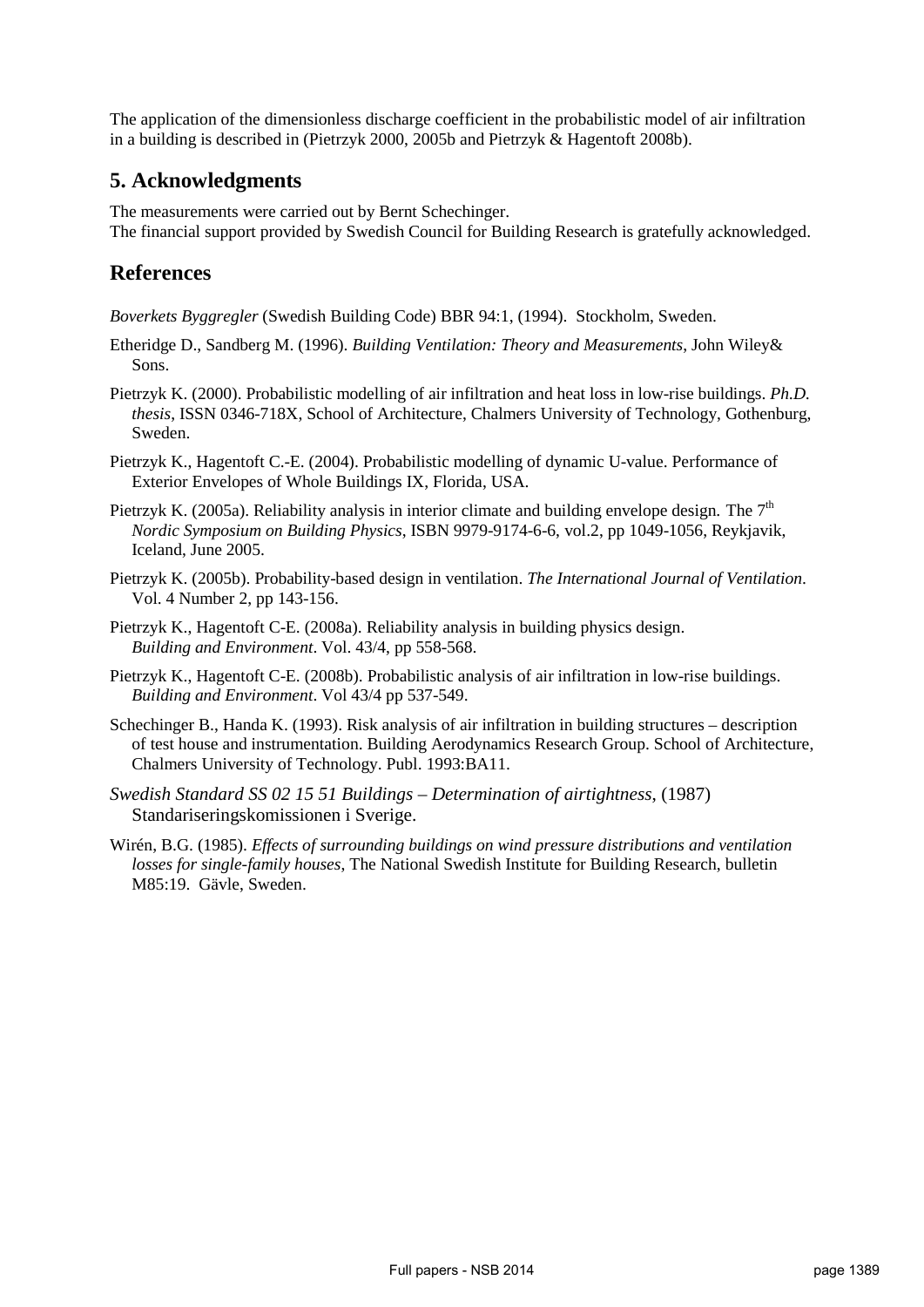The application of the dimensionless discharge coefficient in the probabilistic model of air infiltration in a building is described in (Pietrzyk 2000, 2005b and Pietrzyk & Hagentoft 2008b).

## 5. Acknowledgments

The measurements were carried out by Bernt Schechinger.
The financial support provided by Swedish Council for Building Research is gratefully acknowledged.

## References

*Boverkets Byggregler* (Swedish Building Code) BBR 94:1, (1994). Stockholm, Sweden.

Etheridge D., Sandberg M. (1996). *Building Ventilation: Theory and Measurements*, John Wiley& Sons.

Pietrzyk K. (2000). Probabilistic modelling of air infiltration and heat loss in low-rise buildings. *Ph.D. thesis*, ISSN 0346-718X, School of Architecture, Chalmers University of Technology, Gothenburg, Sweden.

Pietrzyk K., Hagentoft C.-E. (2004). Probabilistic modelling of dynamic U-value. Performance of Exterior Envelopes of Whole Buildings IX, Florida, USA.

Pietrzyk K. (2005a). Reliability analysis in interior climate and building envelope design. The 7th *Nordic Symposium on Building Physics*, ISBN 9979-9174-6-6, vol.2, pp 1049-1056, Reykjavik, Iceland, June 2005.

Pietrzyk K. (2005b). Probability-based design in ventilation. *The International Journal of Ventilation*. Vol. 4 Number 2, pp 143-156.

Pietrzyk K., Hagentoft C-E. (2008a). Reliability analysis in building physics design. *Building and Environment*. Vol. 43/4, pp 558-568.

Pietrzyk K., Hagentoft C-E. (2008b). Probabilistic analysis of air infiltration in low-rise buildings. *Building and Environment*. Vol 43/4 pp 537-549.

Schechinger B., Handa K. (1993). Risk analysis of air infiltration in building structures – description of test house and instrumentation. Building Aerodynamics Research Group. School of Architecture, Chalmers University of Technology. Publ. 1993:BA11.

*Swedish Standard SS 02 15 51 Buildings – Determination of airtightness*, (1987) Standariseringskomissionen i Sverige.

Wirén, B.G. (1985). *Effects of surrounding buildings on wind pressure distributions and ventilation losses for single-family houses*, The National Swedish Institute for Building Research, bulletin M85:19. Gävle, Sweden.